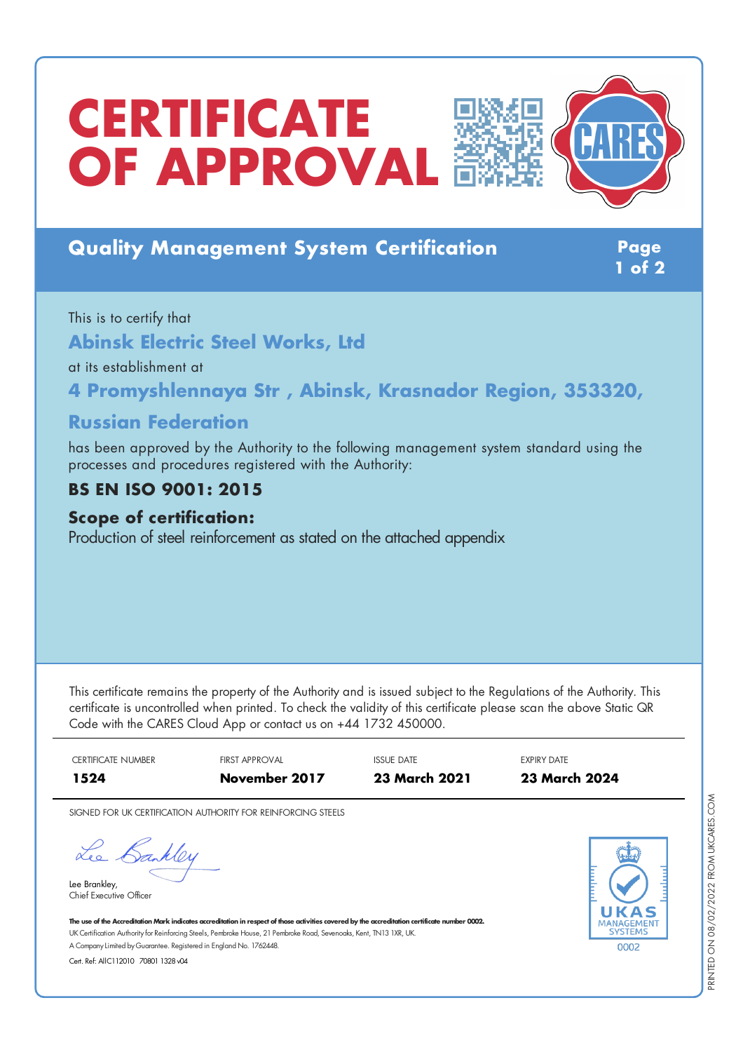# CERTIFICATE OF APPROVAL

## Quality Management System Certification

This is to certify that

**Abinsk Electric Steel Works, Ltd**

at its establishment at

**4 Promyshlennaya Str , Abinsk, Krasnador Region, 353320, Russian Federation**

has been approved by the Authority to the following management system standard using the processes and procedures registered with the Authority:

**BS EN ISO 9001: 2015**

**Scope of certification:**

Production of steel reinforcement as stated on the attached appendix

This certificate remains the property of the Authority and is issued subject to the Regulations of the Authority. This certificate is uncontrolled when printed. To check the validity of this certificate please scan the above Static QR Code with the CARES Cloud App or contact us on +44 1732 450000.

| CERTIFICATE NUMBER | FIRST APPROVAL | ISSUE DATE | EXPIRY DATE |
|---|---|---|---|
| **1524** | **November 2017** | **23 March 2021** | **23 March 2024** |

SIGNED FOR UK CERTIFICATION AUTHORITY FOR REINFORCING STEELS

Lee Brankley,
Chief Executive Officer

UKAS MANAGEMENT SYSTEMS 0002

**The use of the Accreditation Mark indicates accreditation in respect of those activities covered by the accreditation certificate number 0002.**

UK Certification Authority for Reinforcing Steels, Pembroke House, 21 Pembroke Road, Sevenoaks, Kent, TN13 1XR, UK.

A Company Limited by Guarantee. Registered in England No. 1762448.

Cert. Ref: AIIC112010 70801 1328 v04

PRINTED ON 08/02/2022 FROM UKCARES.COM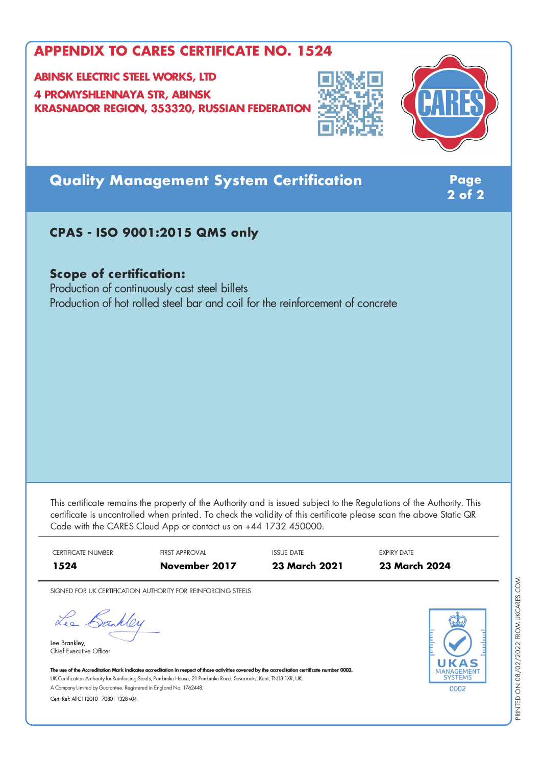# APPENDIX TO CARES CERTIFICATE NO. 1524

**ABINSK ELECTRIC STEEL WORKS, LTD**

**4 PROMYSHLENNAYA STR, ABINSK**
**KRASNADOR REGION, 353320, RUSSIAN FEDERATION**

## Quality Management System Certification

### CPAS - ISO 9001:2015 QMS only

**Scope of certification:**

Production of continuously cast steel billets
Production of hot rolled steel bar and coil for the reinforcement of concrete

This certificate remains the property of the Authority and is issued subject to the Regulations of the Authority. This certificate is uncontrolled when printed. To check the validity of this certificate please scan the above Static QR Code with the CARES Cloud App or contact us on +44 1732 450000.

| CERTIFICATE NUMBER | FIRST APPROVAL | ISSUE DATE | EXPIRY DATE |
|---|---|---|---|
| **1524** | **November 2017** | **23 March 2021** | **23 March 2024** |

SIGNED FOR UK CERTIFICATION AUTHORITY FOR REINFORCING STEELS

Lee Brankley,
Chief Executive Officer

**The use of the Accreditation Mark indicates accreditation in respect of those activities covered by the accreditation certificate number 0002.**
UK Certification Authority for Reinforcing Steels, Pembroke House, 21 Pembroke Road, Sevenoaks, Kent, TN13 1XR, UK.
A Company Limited by Guarantee. Registered in England No. 1762448.
Cert. Ref: AIIC112010 70801 1328 v04

UKAS MANAGEMENT SYSTEMS 0002

PRINTED ON 08/02/2022 FROM UKCARES.COM